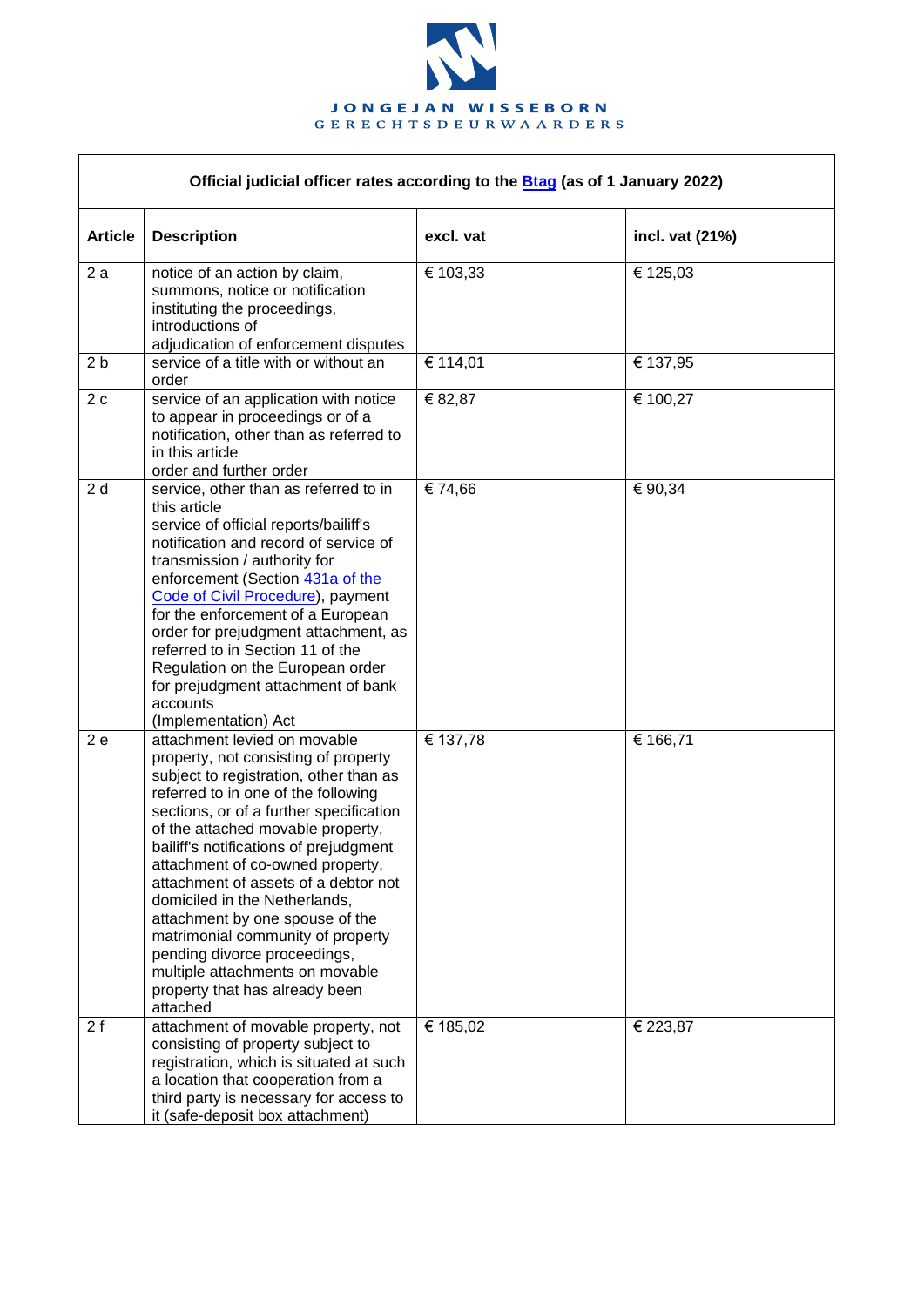JONGEJAN WISSEBORN
GERECHTSDEURWAARDERS

| Official judicial officer rates according to the [Btag](#) (as of 1 January 2022) | | | |
|---|---|---|---|
| **Article** | **Description** | **excl. vat** | **incl. vat (21%)** |
| 2 a | notice of an action by claim, summons, notice or notification instituting the proceedings, introductions of adjudication of enforcement disputes | € 103,33 | € 125,03 |
| 2 b | service of a title with or without an order | € 114,01 | € 137,95 |
| 2 c | service of an application with notice to appear in proceedings or of a notification, other than as referred to in this article order and further order | € 82,87 | € 100,27 |
| 2 d | service, other than as referred to in this article service of official reports/bailiff's notification and record of service of transmission / authority for enforcement (Section [431a of the Code of Civil Procedure](#)), payment for the enforcement of a European order for prejudgment attachment, as referred to in Section 11 of the Regulation on the European order for prejudgment attachment of bank accounts (Implementation) Act | € 74,66 | € 90,34 |
| 2 e | attachment levied on movable property, not consisting of property subject to registration, other than as referred to in one of the following sections, or of a further specification of the attached movable property, bailiff's notifications of prejudgment attachment of co-owned property, attachment of assets of a debtor not domiciled in the Netherlands, attachment by one spouse of the matrimonial community of property pending divorce proceedings, multiple attachments on movable property that has already been attached | € 137,78 | € 166,71 |
| 2 f | attachment of movable property, not consisting of property subject to registration, which is situated at such a location that cooperation from a third party is necessary for access to it (safe-deposit box attachment) | € 185,02 | € 223,87 |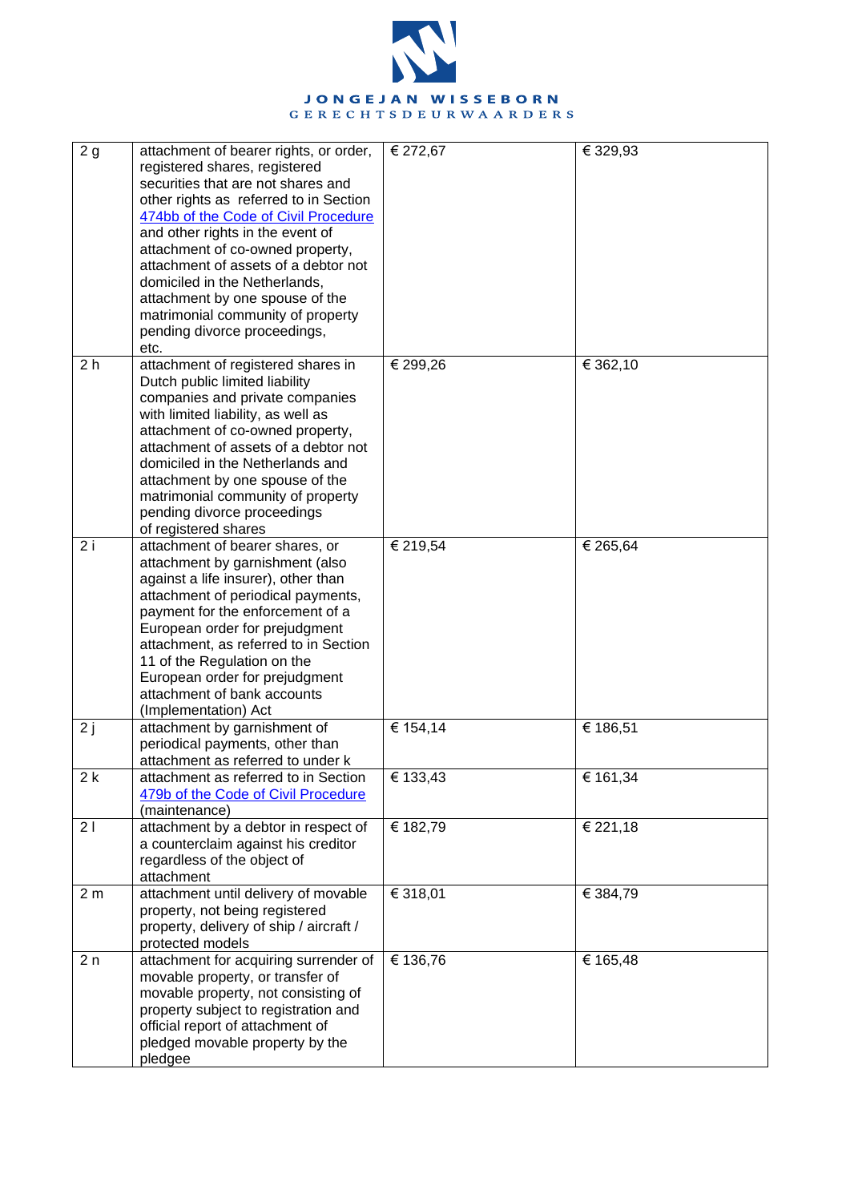| | | | |
|---|---|---|---|
| 2 g | attachment of bearer rights, or order, registered shares, registered securities that are not shares and other rights as referred to in Section [474bb of the Code of Civil Procedure]() and other rights in the event of attachment of co-owned property, attachment of assets of a debtor not domiciled in the Netherlands, attachment by one spouse of the matrimonial community of property pending divorce proceedings, etc. | € 272,67 | € 329,93 |
| 2 h | attachment of registered shares in Dutch public limited liability companies and private companies with limited liability, as well as attachment of co-owned property, attachment of assets of a debtor not domiciled in the Netherlands and attachment by one spouse of the matrimonial community of property pending divorce proceedings of registered shares | € 299,26 | € 362,10 |
| 2 i | attachment of bearer shares, or attachment by garnishment (also against a life insurer), other than attachment of periodical payments, payment for the enforcement of a European order for prejudgment attachment, as referred to in Section 11 of the Regulation on the European order for prejudgment attachment of bank accounts (Implementation) Act | € 219,54 | € 265,64 |
| 2 j | attachment by garnishment of periodical payments, other than attachment as referred to under k | € 154,14 | € 186,51 |
| 2 k | attachment as referred to in Section [479b of the Code of Civil Procedure]() (maintenance) | € 133,43 | € 161,34 |
| 2 l | attachment by a debtor in respect of a counterclaim against his creditor regardless of the object of attachment | € 182,79 | € 221,18 |
| 2 m | attachment until delivery of movable property, not being registered property, delivery of ship / aircraft / protected models | € 318,01 | € 384,79 |
| 2 n | attachment for acquiring surrender of movable property, or transfer of movable property, not consisting of property subject to registration and official report of attachment of pledged movable property by the pledgee | € 136,76 | € 165,48 |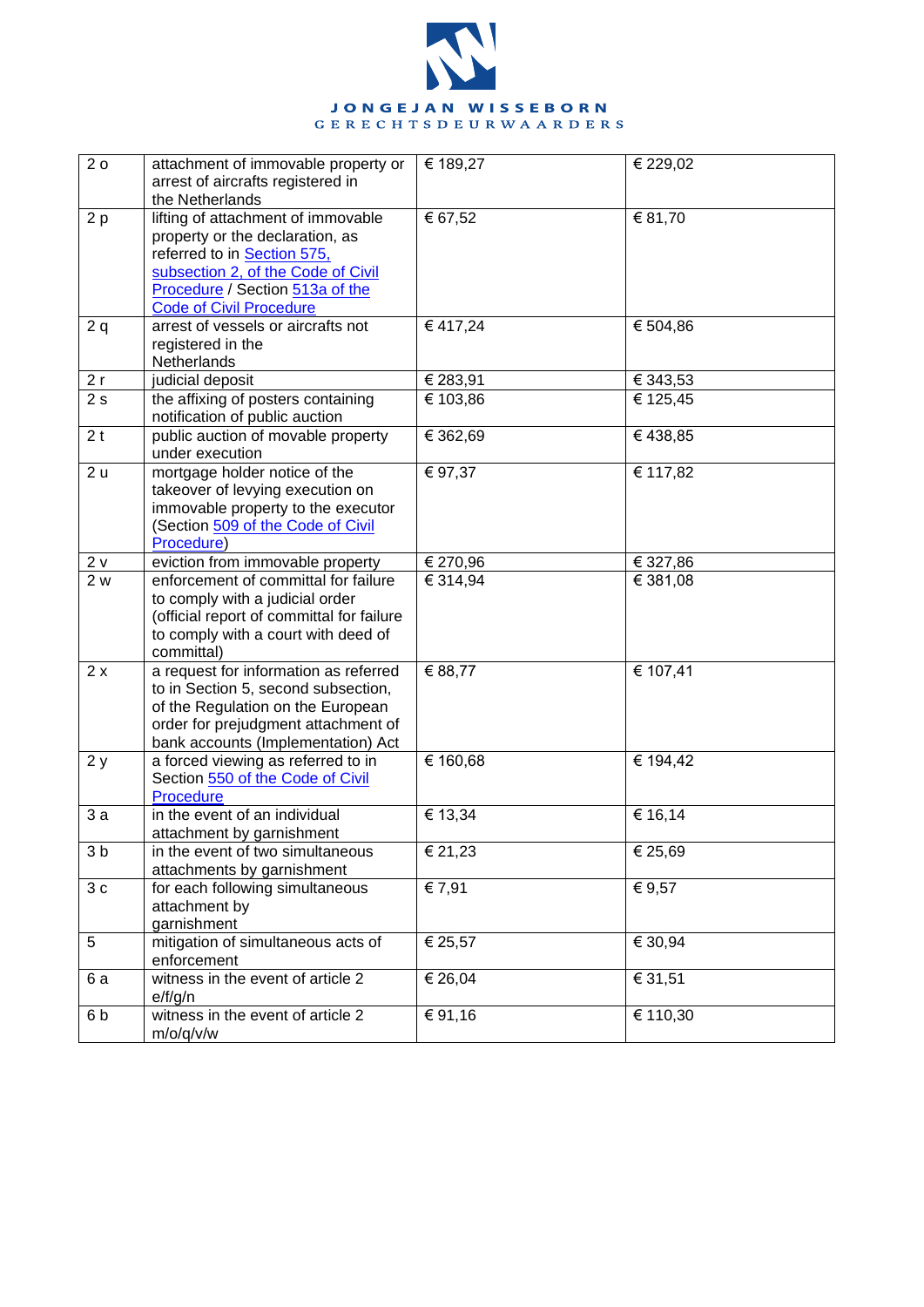| | | | |
|---|---|---|---|
| 2 o | attachment of immovable property or arrest of aircrafts registered in the Netherlands | € 189,27 | € 229,02 |
| 2 p | lifting of attachment of immovable property or the declaration, as referred to in Section 575, subsection 2, of the Code of Civil Procedure / Section 513a of the Code of Civil Procedure | € 67,52 | € 81,70 |
| 2 q | arrest of vessels or aircrafts not registered in the Netherlands | € 417,24 | € 504,86 |
| 2 r | judicial deposit | € 283,91 | € 343,53 |
| 2 s | the affixing of posters containing notification of public auction | € 103,86 | € 125,45 |
| 2 t | public auction of movable property under execution | € 362,69 | € 438,85 |
| 2 u | mortgage holder notice of the takeover of levying execution on immovable property to the executor (Section 509 of the Code of Civil Procedure) | € 97,37 | € 117,82 |
| 2 v | eviction from immovable property | € 270,96 | € 327,86 |
| 2 w | enforcement of committal for failure to comply with a judicial order (official report of committal for failure to comply with a court with deed of committal) | € 314,94 | € 381,08 |
| 2 x | a request for information as referred to in Section 5, second subsection, of the Regulation on the European order for prejudgment attachment of bank accounts (Implementation) Act | € 88,77 | € 107,41 |
| 2 y | a forced viewing as referred to in Section 550 of the Code of Civil Procedure | € 160,68 | € 194,42 |
| 3 a | in the event of an individual attachment by garnishment | € 13,34 | € 16,14 |
| 3 b | in the event of two simultaneous attachments by garnishment | € 21,23 | € 25,69 |
| 3 c | for each following simultaneous attachment by garnishment | € 7,91 | € 9,57 |
| 5 | mitigation of simultaneous acts of enforcement | € 25,57 | € 30,94 |
| 6 a | witness in the event of article 2 e/f/g/n | € 26,04 | € 31,51 |
| 6 b | witness in the event of article 2 m/o/q/v/w | € 91,16 | € 110,30 |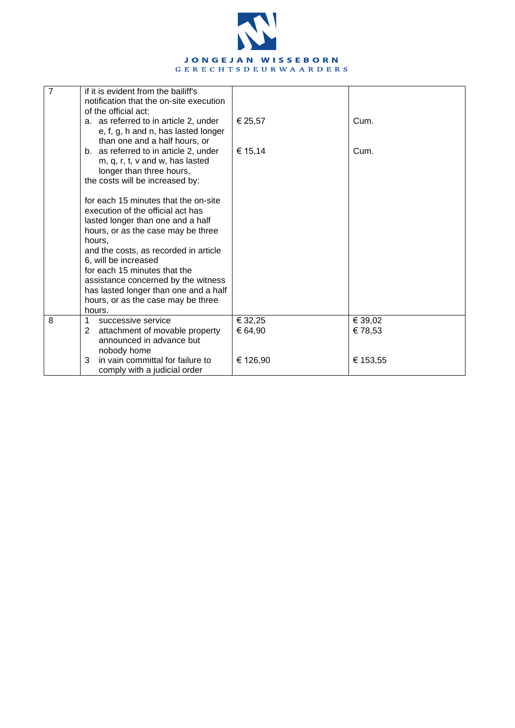| | | | |
|---|---|---|---|
| 7 | if it is evident from the bailiff's notification that the on-site execution of the official act:<br>a. as referred to in article 2, under e, f, g, h and n, has lasted longer than one and a half hours, or<br>b. as referred to in article 2, under m, q, r, t, v and w, has lasted longer than three hours,<br>the costs will be increased by:<br><br>for each 15 minutes that the on-site execution of the official act has lasted longer than one and a half hours, or as the case may be three hours,<br>and the costs, as recorded in article 6, will be increased<br>for each 15 minutes that the assistance concerned by the witness has lasted longer than one and a half hours, or as the case may be three hours. | <br><br><br>€ 25,57<br><br><br>€ 15,14 | <br><br><br>Cum.<br><br><br>Cum. |
| 8 | 1 successive service<br>2 attachment of movable property announced in advance but nobody home<br>3 in vain committal for failure to comply with a judicial order | € 32,25<br>€ 64,90<br><br><br>€ 126,90 | € 39,02<br>€ 78,53<br><br><br>€ 153,55 |